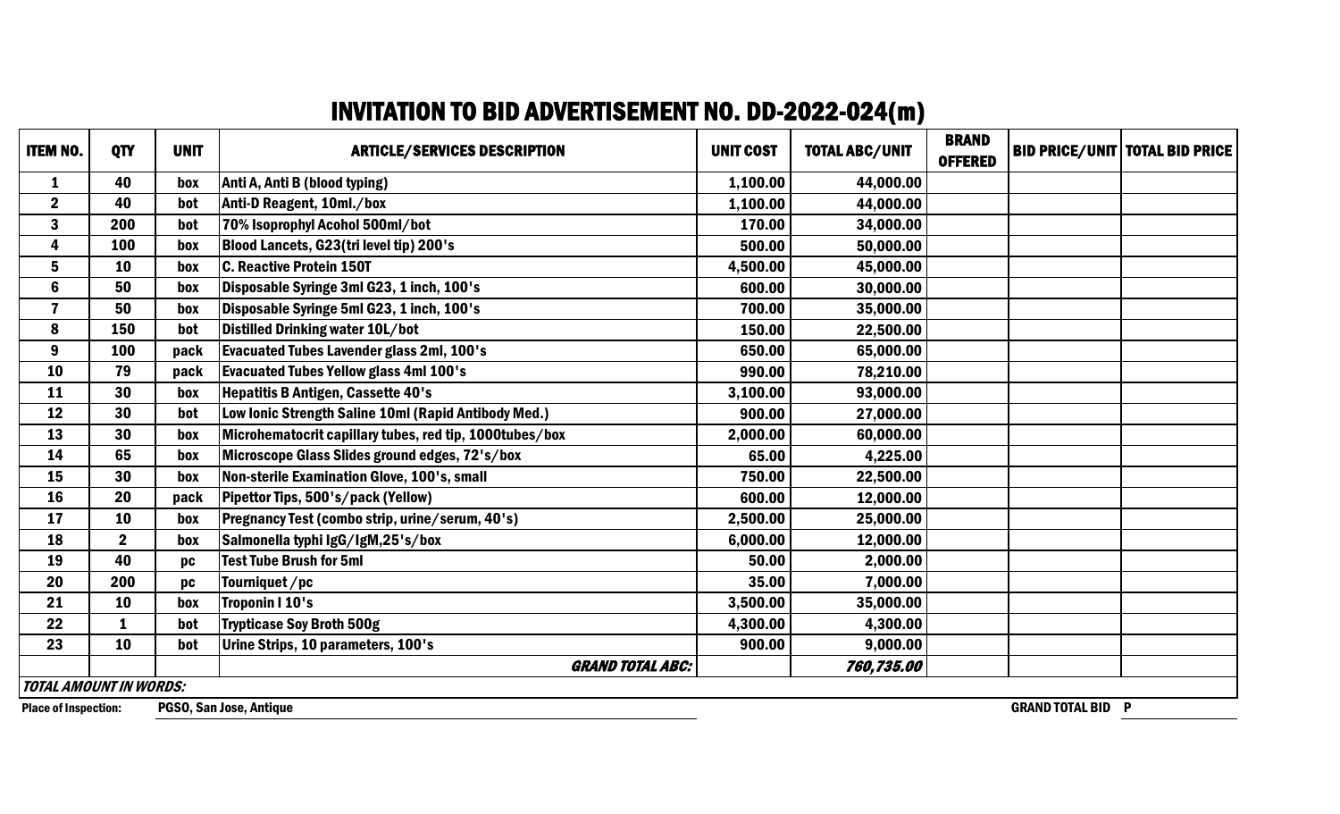# INVITATION TO BID ADVERTISEMENT NO. DD-2022-024(m)

| ITEM NO. | QTY | UNIT | ARTICLE/SERVICES DESCRIPTION | UNIT COST | TOTAL ABC/UNIT | BRAND OFFERED | BID PRICE/UNIT | TOTAL BID PRICE |
|---|---|---|---|---|---|---|---|---|
| 1 | 40 | box | Anti A, Anti B (blood typing) | 1,100.00 | 44,000.00 | | | |
| 2 | 40 | bot | Anti-D Reagent, 10ml./box | 1,100.00 | 44,000.00 | | | |
| 3 | 200 | bot | 70% Isoprophyl Acohol 500ml/bot | 170.00 | 34,000.00 | | | |
| 4 | 100 | box | Blood Lancets, G23(tri level tip) 200's | 500.00 | 50,000.00 | | | |
| 5 | 10 | box | C. Reactive Protein 150T | 4,500.00 | 45,000.00 | | | |
| 6 | 50 | box | Disposable Syringe 3ml G23, 1 inch, 100's | 600.00 | 30,000.00 | | | |
| 7 | 50 | box | Disposable Syringe 5ml G23, 1 inch, 100's | 700.00 | 35,000.00 | | | |
| 8 | 150 | bot | Distilled Drinking water 10L/bot | 150.00 | 22,500.00 | | | |
| 9 | 100 | pack | Evacuated Tubes Lavender glass 2ml, 100's | 650.00 | 65,000.00 | | | |
| 10 | 79 | pack | Evacuated Tubes Yellow glass 4ml 100's | 990.00 | 78,210.00 | | | |
| 11 | 30 | box | Hepatitis B Antigen, Cassette 40's | 3,100.00 | 93,000.00 | | | |
| 12 | 30 | bot | Low Ionic Strength Saline 10ml (Rapid Antibody Med.) | 900.00 | 27,000.00 | | | |
| 13 | 30 | box | Microhematocrit capillary tubes, red tip, 1000tubes/box | 2,000.00 | 60,000.00 | | | |
| 14 | 65 | box | Microscope Glass Slides ground edges, 72's/box | 65.00 | 4,225.00 | | | |
| 15 | 30 | box | Non-sterile Examination Glove, 100's, small | 750.00 | 22,500.00 | | | |
| 16 | 20 | pack | Pipettor Tips, 500's/pack (Yellow) | 600.00 | 12,000.00 | | | |
| 17 | 10 | box | Pregnancy Test (combo strip, urine/serum, 40's) | 2,500.00 | 25,000.00 | | | |
| 18 | 2 | box | Salmonella typhi IgG/IgM,25's/box | 6,000.00 | 12,000.00 | | | |
| 19 | 40 | pc | Test Tube Brush for 5ml | 50.00 | 2,000.00 | | | |
| 20 | 200 | pc | Tourniquet /pc | 35.00 | 7,000.00 | | | |
| 21 | 10 | box | Troponin I 10's | 3,500.00 | 35,000.00 | | | |
| 22 | 1 | bot | Trypticase Soy Broth 500g | 4,300.00 | 4,300.00 | | | |
| 23 | 10 | bot | Urine Strips, 10 parameters, 100's | 900.00 | 9,000.00 | | | |
| | | | *GRAND TOTAL ABC:* | | *760,735.00* | | | |

*TOTAL AMOUNT IN WORDS:*

Place of Inspection: PGSO, San Jose, Antique

GRAND TOTAL BID P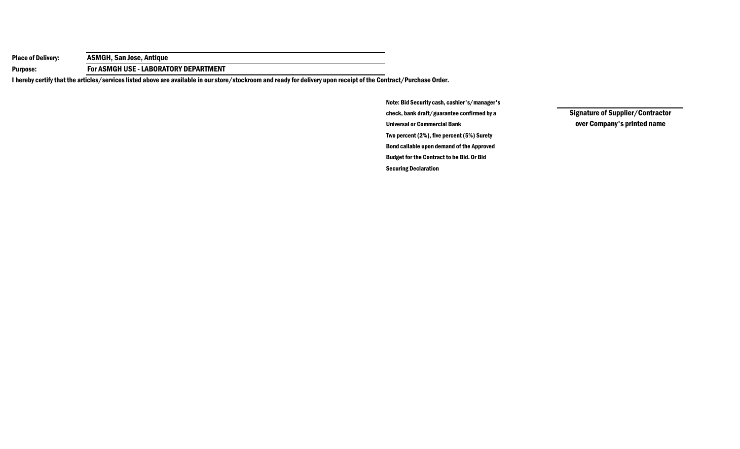**Place of Delivery:** ASMGH, San Jose, Antique

**Purpose:** For ASMGH USE - LABORATORY DEPARTMENT

**I hereby certify that the articles/services listed above are available in our store/stockroom and ready for delivery upon receipt of the Contract/Purchase Order.**

**Note: Bid Security cash, cashier's/manager's check, bank draft/guarantee confirmed by a Universal or Commercial Bank Two percent (2%), five percent (5%) Surety Bond callable upon demand of the Approved Budget for the Contract to be Bid. Or Bid Securing Declaration**

______________________________

**Signature of Supplier/Contractor over Company's printed name**